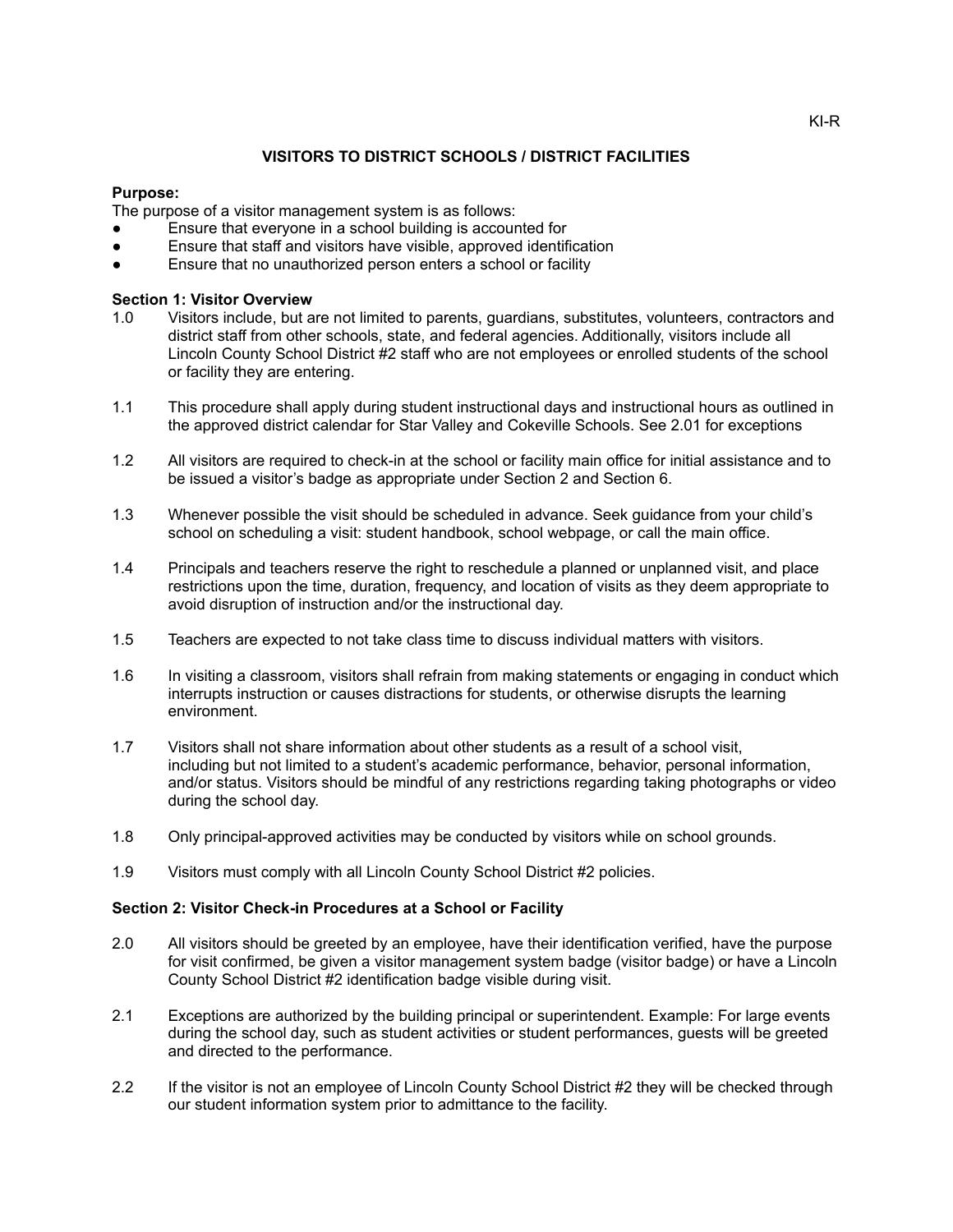KI-R

# VISITORS TO DISTRICT SCHOOLS / DISTRICT FACILITIES

**Purpose:**
The purpose of a visitor management system is as follows:

- Ensure that everyone in a school building is accounted for
- Ensure that staff and visitors have visible, approved identification
- Ensure that no unauthorized person enters a school or facility

**Section 1: Visitor Overview**

1.0 Visitors include, but are not limited to parents, guardians, substitutes, volunteers, contractors and district staff from other schools, state, and federal agencies. Additionally, visitors include all Lincoln County School District #2 staff who are not employees or enrolled students of the school or facility they are entering.

1.1 This procedure shall apply during student instructional days and instructional hours as outlined in the approved district calendar for Star Valley and Cokeville Schools. See 2.01 for exceptions

1.2 All visitors are required to check-in at the school or facility main office for initial assistance and to be issued a visitor's badge as appropriate under Section 2 and Section 6.

1.3 Whenever possible the visit should be scheduled in advance. Seek guidance from your child's school on scheduling a visit: student handbook, school webpage, or call the main office.

1.4 Principals and teachers reserve the right to reschedule a planned or unplanned visit, and place restrictions upon the time, duration, frequency, and location of visits as they deem appropriate to avoid disruption of instruction and/or the instructional day.

1.5 Teachers are expected to not take class time to discuss individual matters with visitors.

1.6 In visiting a classroom, visitors shall refrain from making statements or engaging in conduct which interrupts instruction or causes distractions for students, or otherwise disrupts the learning environment.

1.7 Visitors shall not share information about other students as a result of a school visit, including but not limited to a student's academic performance, behavior, personal information, and/or status. Visitors should be mindful of any restrictions regarding taking photographs or video during the school day.

1.8 Only principal-approved activities may be conducted by visitors while on school grounds.

1.9 Visitors must comply with all Lincoln County School District #2 policies.

**Section 2: Visitor Check-in Procedures at a School or Facility**

2.0 All visitors should be greeted by an employee, have their identification verified, have the purpose for visit confirmed, be given a visitor management system badge (visitor badge) or have a Lincoln County School District #2 identification badge visible during visit.

2.1 Exceptions are authorized by the building principal or superintendent. Example: For large events during the school day, such as student activities or student performances, guests will be greeted and directed to the performance.

2.2 If the visitor is not an employee of Lincoln County School District #2 they will be checked through our student information system prior to admittance to the facility.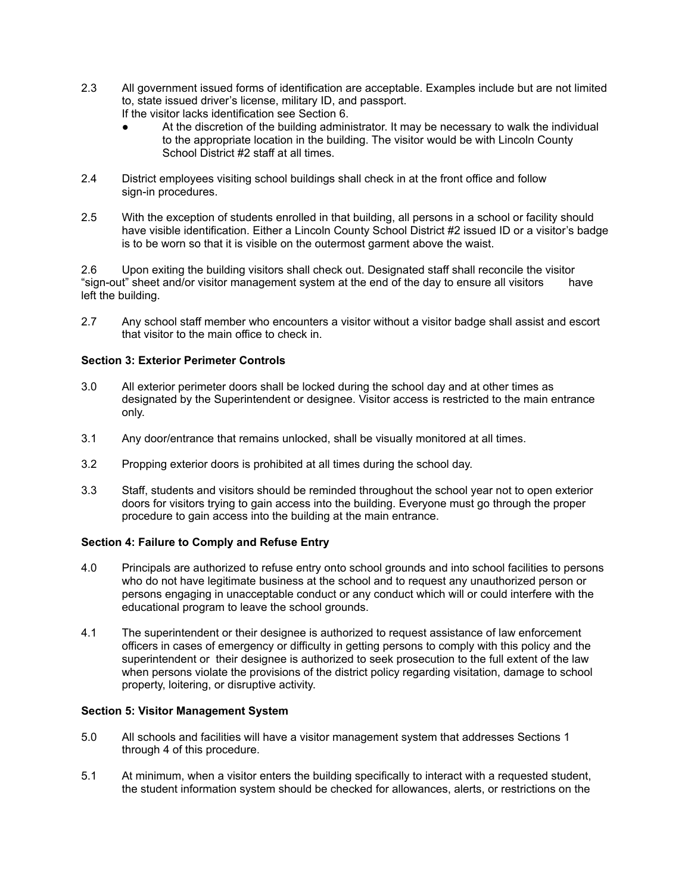2.3 All government issued forms of identification are acceptable. Examples include but are not limited to, state issued driver's license, military ID, and passport.
If the visitor lacks identification see Section 6.

- At the discretion of the building administrator. It may be necessary to walk the individual to the appropriate location in the building. The visitor would be with Lincoln County School District #2 staff at all times.

2.4 District employees visiting school buildings shall check in at the front office and follow sign-in procedures.

2.5 With the exception of students enrolled in that building, all persons in a school or facility should have visible identification. Either a Lincoln County School District #2 issued ID or a visitor's badge is to be worn so that it is visible on the outermost garment above the waist.

2.6 Upon exiting the building visitors shall check out. Designated staff shall reconcile the visitor "sign-out" sheet and/or visitor management system at the end of the day to ensure all visitors have left the building.

2.7 Any school staff member who encounters a visitor without a visitor badge shall assist and escort that visitor to the main office to check in.

**Section 3: Exterior Perimeter Controls**

3.0 All exterior perimeter doors shall be locked during the school day and at other times as designated by the Superintendent or designee. Visitor access is restricted to the main entrance only.

3.1 Any door/entrance that remains unlocked, shall be visually monitored at all times.

3.2 Propping exterior doors is prohibited at all times during the school day.

3.3 Staff, students and visitors should be reminded throughout the school year not to open exterior doors for visitors trying to gain access into the building. Everyone must go through the proper procedure to gain access into the building at the main entrance.

**Section 4: Failure to Comply and Refuse Entry**

4.0 Principals are authorized to refuse entry onto school grounds and into school facilities to persons who do not have legitimate business at the school and to request any unauthorized person or persons engaging in unacceptable conduct or any conduct which will or could interfere with the educational program to leave the school grounds.

4.1 The superintendent or their designee is authorized to request assistance of law enforcement officers in cases of emergency or difficulty in getting persons to comply with this policy and the superintendent or their designee is authorized to seek prosecution to the full extent of the law when persons violate the provisions of the district policy regarding visitation, damage to school property, loitering, or disruptive activity.

**Section 5: Visitor Management System**

5.0 All schools and facilities will have a visitor management system that addresses Sections 1 through 4 of this procedure.

5.1 At minimum, when a visitor enters the building specifically to interact with a requested student, the student information system should be checked for allowances, alerts, or restrictions on the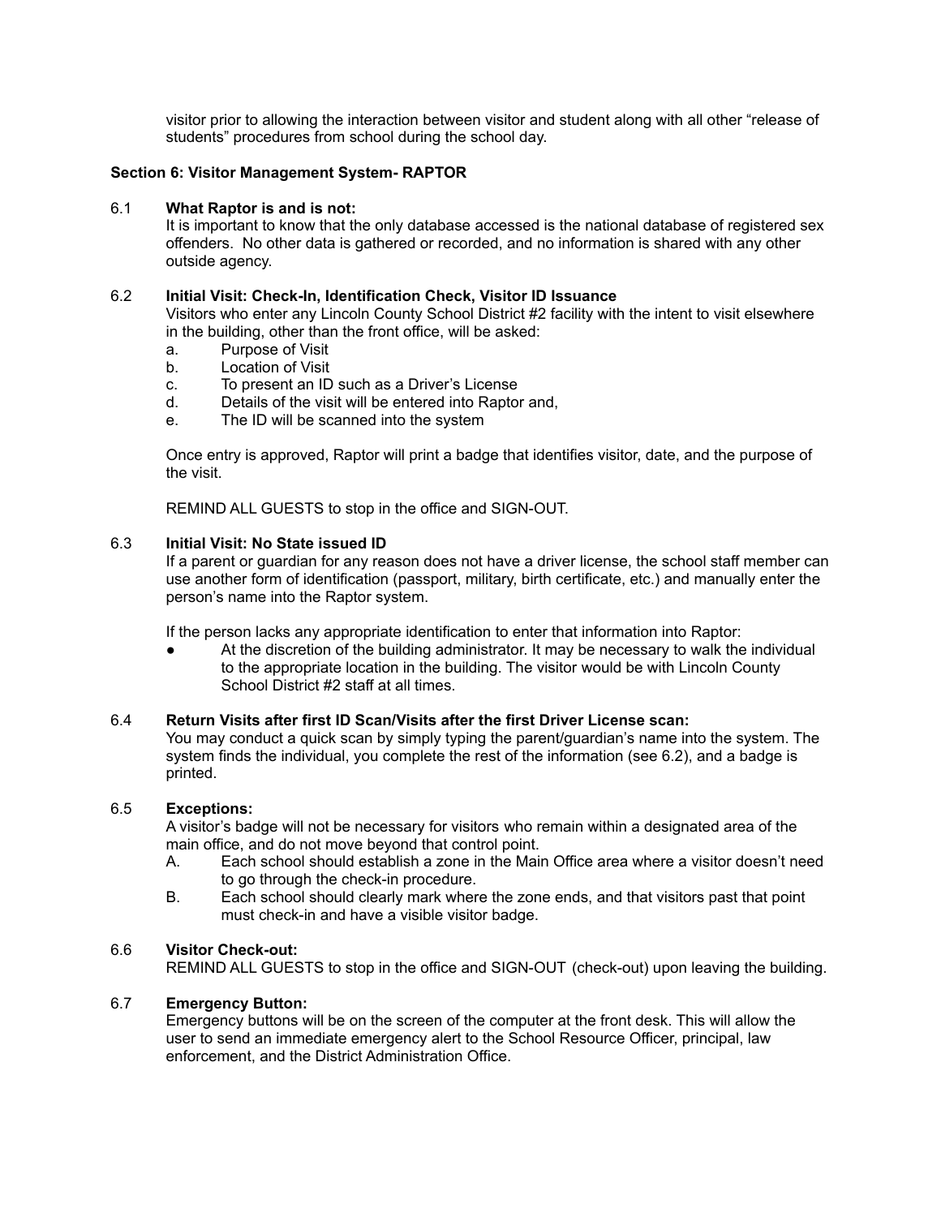visitor prior to allowing the interaction between visitor and student along with all other "release of students" procedures from school during the school day.

**Section 6: Visitor Management System- RAPTOR**

6.1 **What Raptor is and is not:**

It is important to know that the only database accessed is the national database of registered sex offenders. No other data is gathered or recorded, and no information is shared with any other outside agency.

6.2 **Initial Visit: Check-In, Identification Check, Visitor ID Issuance**

Visitors who enter any Lincoln County School District #2 facility with the intent to visit elsewhere in the building, other than the front office, will be asked:

a. Purpose of Visit
b. Location of Visit
c. To present an ID such as a Driver's License
d. Details of the visit will be entered into Raptor and,
e. The ID will be scanned into the system

Once entry is approved, Raptor will print a badge that identifies visitor, date, and the purpose of the visit.

REMIND ALL GUESTS to stop in the office and SIGN-OUT.

6.3 **Initial Visit: No State issued ID**

If a parent or guardian for any reason does not have a driver license, the school staff member can use another form of identification (passport, military, birth certificate, etc.) and manually enter the person's name into the Raptor system.

If the person lacks any appropriate identification to enter that information into Raptor:

- At the discretion of the building administrator. It may be necessary to walk the individual to the appropriate location in the building. The visitor would be with Lincoln County School District #2 staff at all times.

6.4 **Return Visits after first ID Scan/Visits after the first Driver License scan:**

You may conduct a quick scan by simply typing the parent/guardian's name into the system. The system finds the individual, you complete the rest of the information (see 6.2), and a badge is printed.

6.5 **Exceptions:**

A visitor's badge will not be necessary for visitors who remain within a designated area of the main office, and do not move beyond that control point.

A. Each school should establish a zone in the Main Office area where a visitor doesn't need to go through the check-in procedure.
B. Each school should clearly mark where the zone ends, and that visitors past that point must check-in and have a visible visitor badge.

6.6 **Visitor Check-out:**

REMIND ALL GUESTS to stop in the office and SIGN-OUT (check-out) upon leaving the building.

6.7 **Emergency Button:**

Emergency buttons will be on the screen of the computer at the front desk. This will allow the user to send an immediate emergency alert to the School Resource Officer, principal, law enforcement, and the District Administration Office.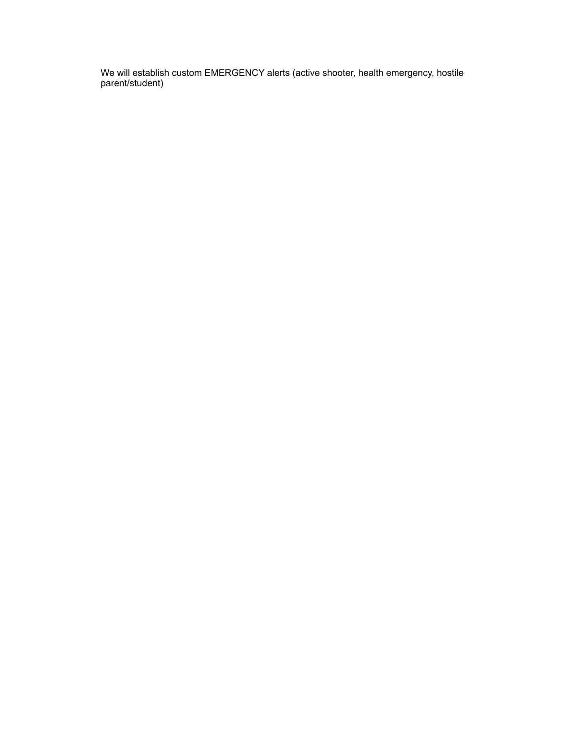We will establish custom EMERGENCY alerts (active shooter, health emergency, hostile parent/student)